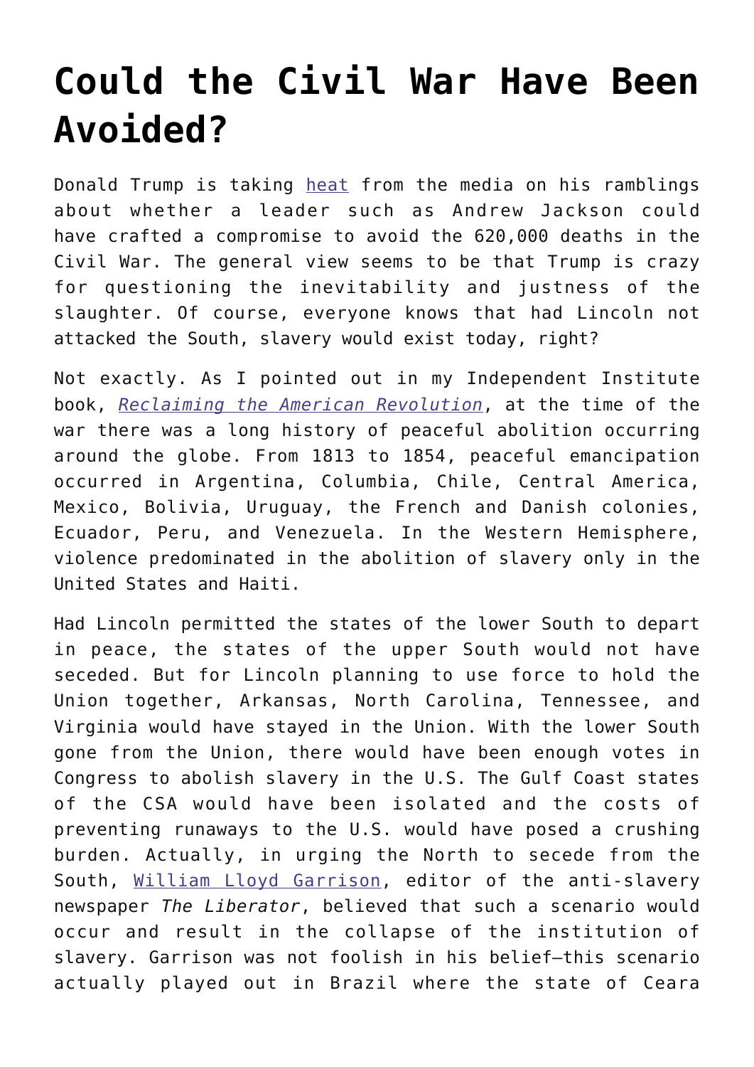# Could the Civil War Have Been Avoided?

Donald Trump is taking heat from the media on his ramblings about whether a leader such as Andrew Jackson could have crafted a compromise to avoid the 620,000 deaths in the Civil War. The general view seems to be that Trump is crazy for questioning the inevitability and justness of the slaughter. Of course, everyone knows that had Lincoln not attacked the South, slavery would exist today, right?

Not exactly. As I pointed out in my Independent Institute book, *Reclaiming the American Revolution*, at the time of the war there was a long history of peaceful abolition occurring around the globe. From 1813 to 1854, peaceful emancipation occurred in Argentina, Columbia, Chile, Central America, Mexico, Bolivia, Uruguay, the French and Danish colonies, Ecuador, Peru, and Venezuela. In the Western Hemisphere, violence predominated in the abolition of slavery only in the United States and Haiti.

Had Lincoln permitted the states of the lower South to depart in peace, the states of the upper South would not have seceded. But for Lincoln planning to use force to hold the Union together, Arkansas, North Carolina, Tennessee, and Virginia would have stayed in the Union. With the lower South gone from the Union, there would have been enough votes in Congress to abolish slavery in the U.S. The Gulf Coast states of the CSA would have been isolated and the costs of preventing runaways to the U.S. would have posed a crushing burden. Actually, in urging the North to secede from the South, William Lloyd Garrison, editor of the anti-slavery newspaper *The Liberator*, believed that such a scenario would occur and result in the collapse of the institution of slavery. Garrison was not foolish in his belief—this scenario actually played out in Brazil where the state of Ceara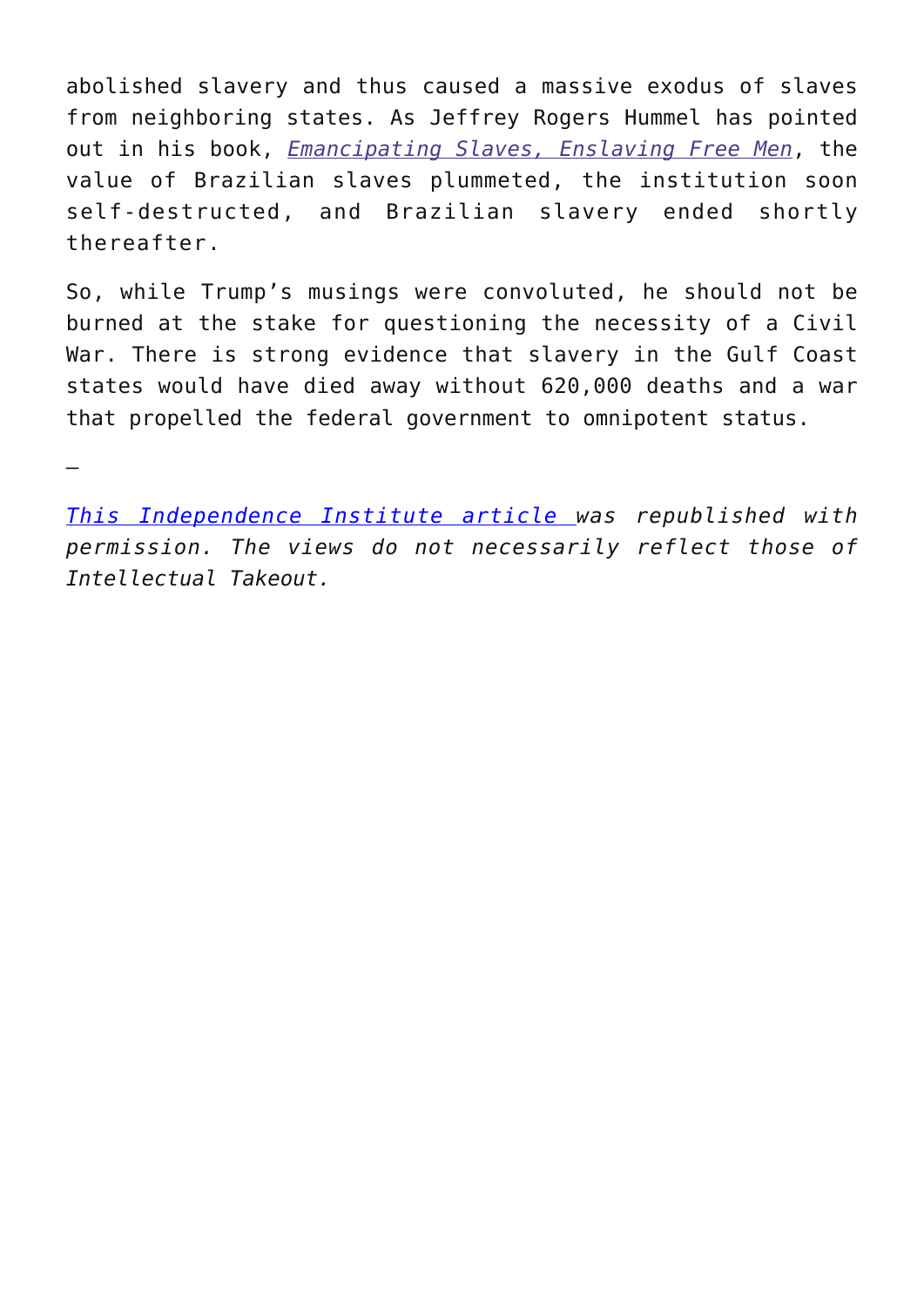abolished slavery and thus caused a massive exodus of slaves from neighboring states. As Jeffrey Rogers Hummel has pointed out in his book, *Emancipating Slaves, Enslaving Free Men*, the value of Brazilian slaves plummeted, the institution soon self-destructed, and Brazilian slavery ended shortly thereafter.

So, while Trump's musings were convoluted, he should not be burned at the stake for questioning the necessity of a Civil War. There is strong evidence that slavery in the Gulf Coast states would have died away without 620,000 deaths and a war that propelled the federal government to omnipotent status.

—

*This Independence Institute article was republished with permission. The views do not necessarily reflect those of Intellectual Takeout.*